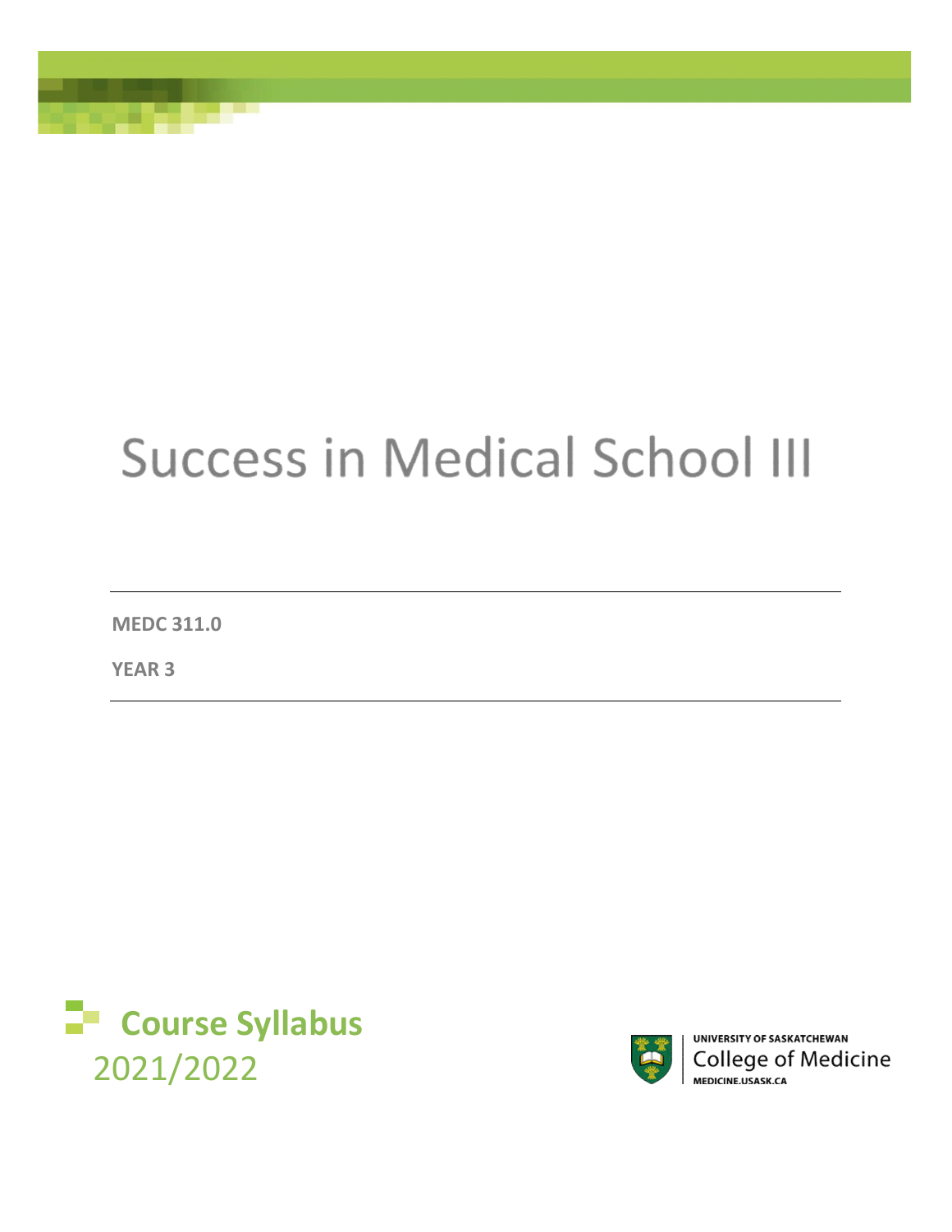# Success in Medical School III

**MEDC 311.0**

**YEAR 3**

---

## Course Syllabus

2021/2022

UNIVERSITY OF SASKATCHEWAN
College of Medicine
MEDICINE.USASK.CA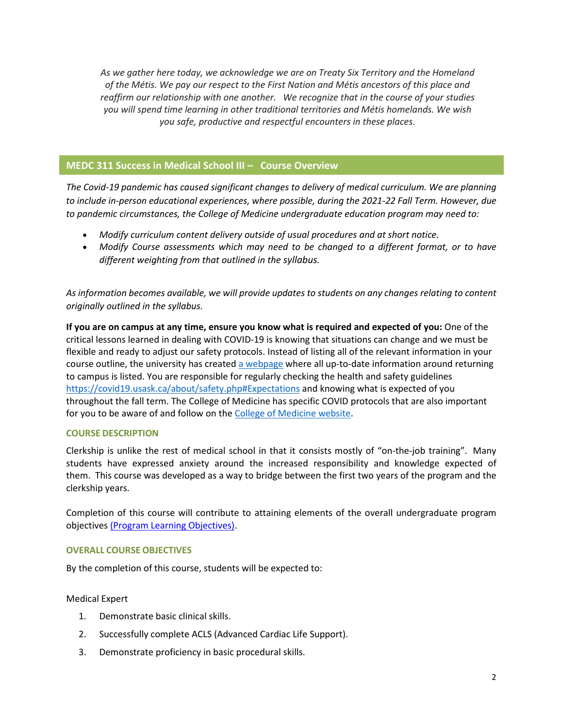*As we gather here today, we acknowledge we are on Treaty Six Territory and the Homeland of the Métis. We pay our respect to the First Nation and Métis ancestors of this place and reaffirm our relationship with one another. We recognize that in the course of your studies you will spend time learning in other traditional territories and Métis homelands. We wish you safe, productive and respectful encounters in these places.*

## MEDC 311 Success in Medical School III – Course Overview

*The Covid-19 pandemic has caused significant changes to delivery of medical curriculum. We are planning to include in-person educational experiences, where possible, during the 2021-22 Fall Term. However, due to pandemic circumstances, the College of Medicine undergraduate education program may need to:*

- *Modify curriculum content delivery outside of usual procedures and at short notice.*
- *Modify Course assessments which may need to be changed to a different format, or to have different weighting from that outlined in the syllabus.*

*As information becomes available, we will provide updates to students on any changes relating to content originally outlined in the syllabus.*

**If you are on campus at any time, ensure you know what is required and expected of you:** One of the critical lessons learned in dealing with COVID-19 is knowing that situations can change and we must be flexible and ready to adjust our safety protocols. Instead of listing all of the relevant information in your course outline, the university has created [a webpage]() where all up-to-date information around returning to campus is listed. You are responsible for regularly checking the health and safety guidelines [https://covid19.usask.ca/about/safety.php#Expectations](https://covid19.usask.ca/about/safety.php#Expectations) and knowing what is expected of you throughout the fall term. The College of Medicine has specific COVID protocols that are also important for you to be aware of and follow on the [College of Medicine website]().

### COURSE DESCRIPTION

Clerkship is unlike the rest of medical school in that it consists mostly of "on-the-job training". Many students have expressed anxiety around the increased responsibility and knowledge expected of them. This course was developed as a way to bridge between the first two years of the program and the clerkship years.

Completion of this course will contribute to attaining elements of the overall undergraduate program objectives [(Program Learning Objectives)]().

### OVERALL COURSE OBJECTIVES

By the completion of this course, students will be expected to:

Medical Expert

1. Demonstrate basic clinical skills.
2. Successfully complete ACLS (Advanced Cardiac Life Support).
3. Demonstrate proficiency in basic procedural skills.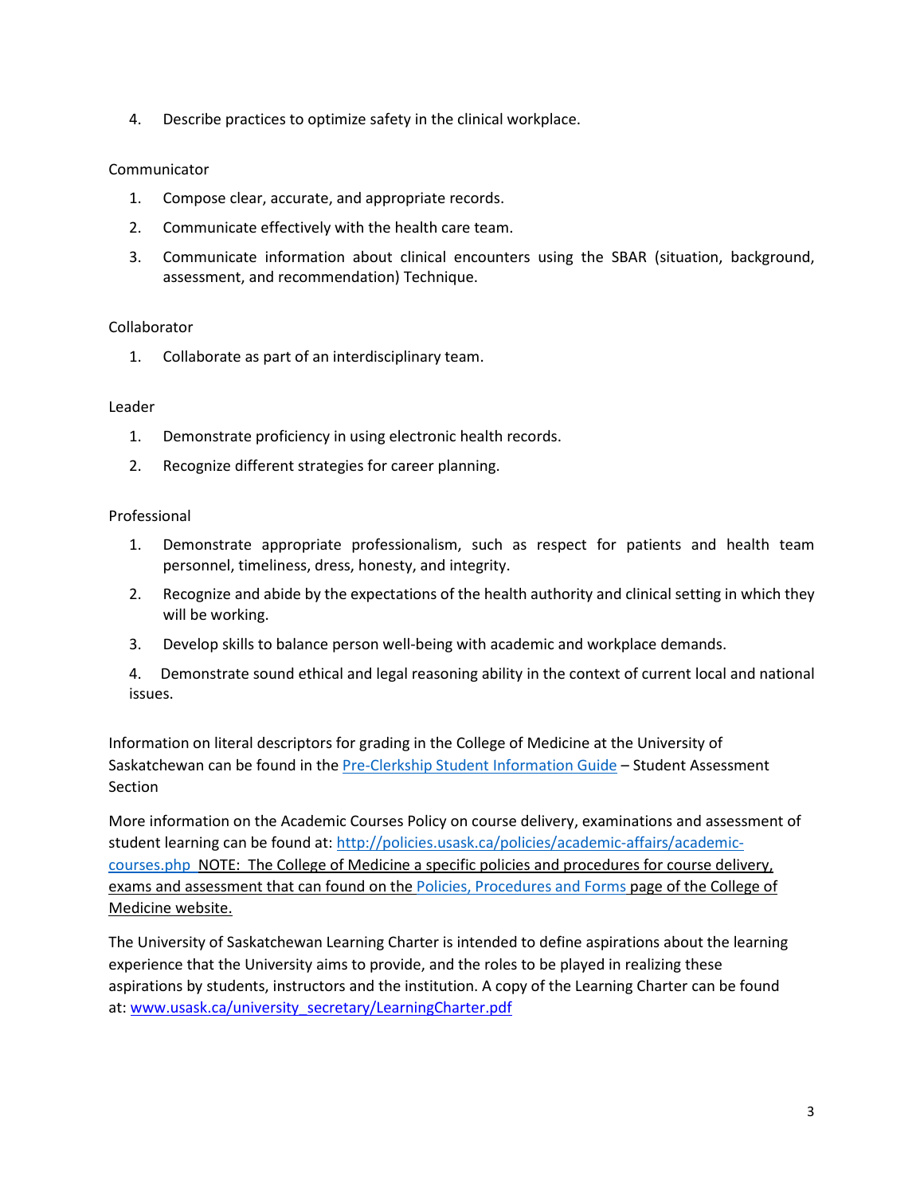4. Describe practices to optimize safety in the clinical workplace.

Communicator

1. Compose clear, accurate, and appropriate records.
2. Communicate effectively with the health care team.
3. Communicate information about clinical encounters using the SBAR (situation, background, assessment, and recommendation) Technique.

Collaborator

1. Collaborate as part of an interdisciplinary team.

Leader

1. Demonstrate proficiency in using electronic health records.
2. Recognize different strategies for career planning.

Professional

1. Demonstrate appropriate professionalism, such as respect for patients and health team personnel, timeliness, dress, honesty, and integrity.
2. Recognize and abide by the expectations of the health authority and clinical setting in which they will be working.
3. Develop skills to balance person well-being with academic and workplace demands.
4. Demonstrate sound ethical and legal reasoning ability in the context of current local and national issues.

Information on literal descriptors for grading in the College of Medicine at the University of Saskatchewan can be found in the Pre-Clerkship Student Information Guide – Student Assessment Section

More information on the Academic Courses Policy on course delivery, examinations and assessment of student learning can be found at: http://policies.usask.ca/policies/academic-affairs/academic-courses.php NOTE: The College of Medicine a specific policies and procedures for course delivery, exams and assessment that can found on the Policies, Procedures and Forms page of the College of Medicine website.

The University of Saskatchewan Learning Charter is intended to define aspirations about the learning experience that the University aims to provide, and the roles to be played in realizing these aspirations by students, instructors and the institution. A copy of the Learning Charter can be found at: www.usask.ca/university_secretary/LearningCharter.pdf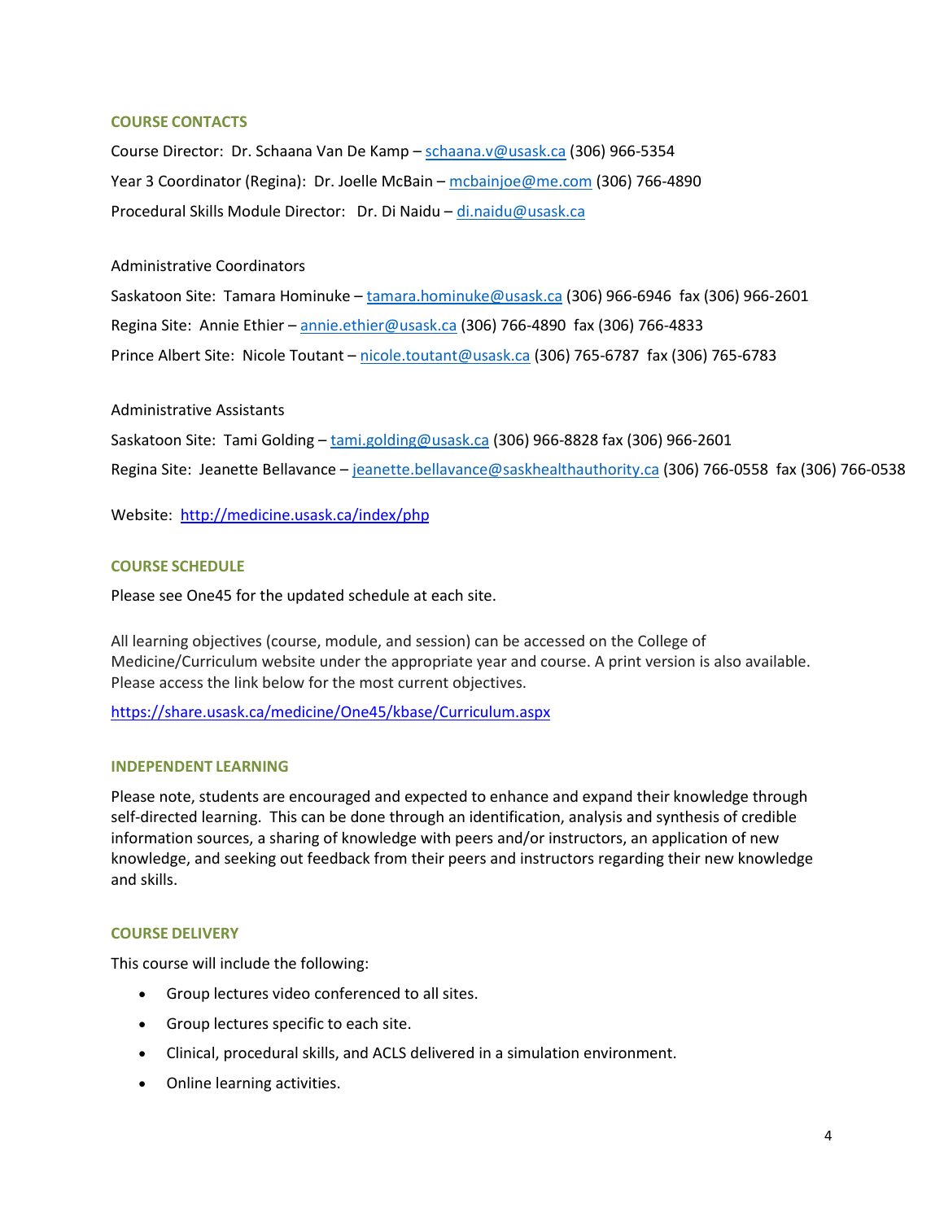## COURSE CONTACTS

Course Director: Dr. Schaana Van De Kamp – schaana.v@usask.ca (306) 966-5354

Year 3 Coordinator (Regina): Dr. Joelle McBain – mcbainjoe@me.com (306) 766-4890

Procedural Skills Module Director: Dr. Di Naidu – di.naidu@usask.ca

Administrative Coordinators

Saskatoon Site: Tamara Hominuke – tamara.hominuke@usask.ca (306) 966-6946 fax (306) 966-2601

Regina Site: Annie Ethier – annie.ethier@usask.ca (306) 766-4890 fax (306) 766-4833

Prince Albert Site: Nicole Toutant – nicole.toutant@usask.ca (306) 765-6787 fax (306) 765-6783

Administrative Assistants

Saskatoon Site: Tami Golding – tami.golding@usask.ca (306) 966-8828 fax (306) 966-2601

Regina Site: Jeanette Bellavance – jeanette.bellavance@saskhealthauthority.ca (306) 766-0558 fax (306) 766-0538

Website: http://medicine.usask.ca/index/php

## COURSE SCHEDULE

Please see One45 for the updated schedule at each site.

All learning objectives (course, module, and session) can be accessed on the College of Medicine/Curriculum website under the appropriate year and course. A print version is also available. Please access the link below for the most current objectives.

https://share.usask.ca/medicine/One45/kbase/Curriculum.aspx

## INDEPENDENT LEARNING

Please note, students are encouraged and expected to enhance and expand their knowledge through self-directed learning. This can be done through an identification, analysis and synthesis of credible information sources, a sharing of knowledge with peers and/or instructors, an application of new knowledge, and seeking out feedback from their peers and instructors regarding their new knowledge and skills.

## COURSE DELIVERY

This course will include the following:

- Group lectures video conferenced to all sites.
- Group lectures specific to each site.
- Clinical, procedural skills, and ACLS delivered in a simulation environment.
- Online learning activities.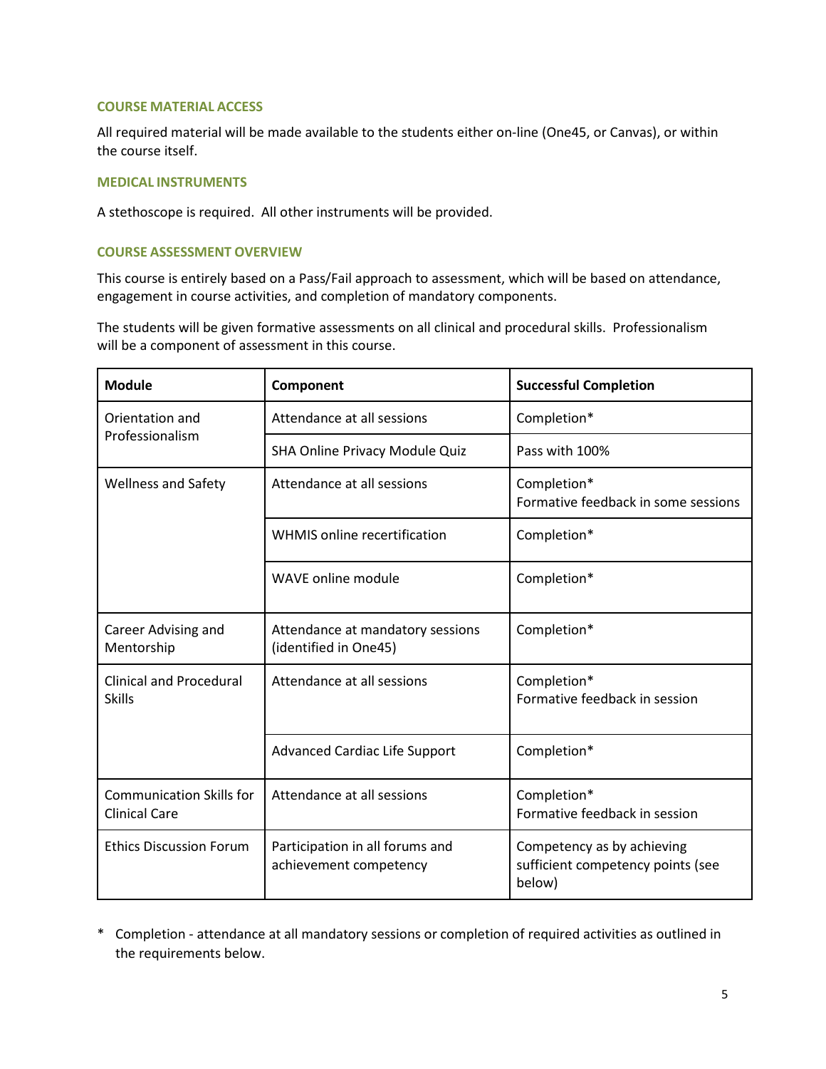### COURSE MATERIAL ACCESS

All required material will be made available to the students either on-line (One45, or Canvas), or within the course itself.

### MEDICAL INSTRUMENTS

A stethoscope is required. All other instruments will be provided.

### COURSE ASSESSMENT OVERVIEW

This course is entirely based on a Pass/Fail approach to assessment, which will be based on attendance, engagement in course activities, and completion of mandatory components.

The students will be given formative assessments on all clinical and procedural skills. Professionalism will be a component of assessment in this course.

| Module | Component | Successful Completion |
|---|---|---|
| Orientation and Professionalism | Attendance at all sessions | Completion* |
| | SHA Online Privacy Module Quiz | Pass with 100% |
| Wellness and Safety | Attendance at all sessions | Completion*<br>Formative feedback in some sessions |
| | WHMIS online recertification | Completion* |
| | WAVE online module | Completion* |
| Career Advising and Mentorship | Attendance at mandatory sessions (identified in One45) | Completion* |
| Clinical and Procedural Skills | Attendance at all sessions | Completion*<br>Formative feedback in session |
| | Advanced Cardiac Life Support | Completion* |
| Communication Skills for Clinical Care | Attendance at all sessions | Completion*<br>Formative feedback in session |
| Ethics Discussion Forum | Participation in all forums and achievement competency | Competency as by achieving sufficient competency points (see below) |

\* Completion - attendance at all mandatory sessions or completion of required activities as outlined in the requirements below.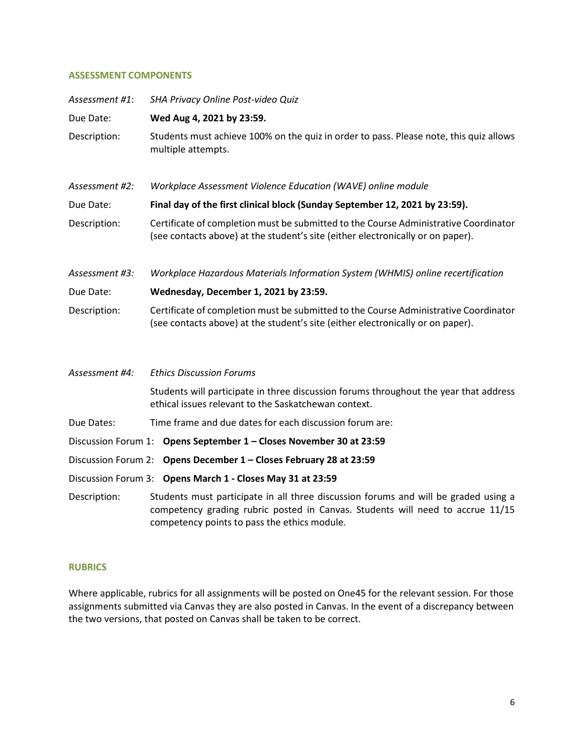## ASSESSMENT COMPONENTS

*Assessment #1*: *SHA Privacy Online Post-video Quiz*

Due Date: **Wed Aug 4, 2021 by 23:59.**

Description: Students must achieve 100% on the quiz in order to pass. Please note, this quiz allows multiple attempts.

*Assessment #2:* *Workplace Assessment Violence Education (WAVE) online module*

Due Date: **Final day of the first clinical block (Sunday September 12, 2021 by 23:59).**

Description: Certificate of completion must be submitted to the Course Administrative Coordinator (see contacts above) at the student's site (either electronically or on paper).

*Assessment #3:* *Workplace Hazardous Materials Information System (WHMIS) online recertification*

Due Date: **Wednesday, December 1, 2021 by 23:59.**

Description: Certificate of completion must be submitted to the Course Administrative Coordinator (see contacts above) at the student's site (either electronically or on paper).

*Assessment #4:* *Ethics Discussion Forums*

Students will participate in three discussion forums throughout the year that address ethical issues relevant to the Saskatchewan context.

Due Dates: Time frame and due dates for each discussion forum are:

Discussion Forum 1: **Opens September 1 – Closes November 30 at 23:59**

Discussion Forum 2: **Opens December 1 – Closes February 28 at 23:59**

Discussion Forum 3: **Opens March 1 - Closes May 31 at 23:59**

Description: Students must participate in all three discussion forums and will be graded using a competency grading rubric posted in Canvas. Students will need to accrue 11/15 competency points to pass the ethics module.

## RUBRICS

Where applicable, rubrics for all assignments will be posted on One45 for the relevant session. For those assignments submitted via Canvas they are also posted in Canvas. In the event of a discrepancy between the two versions, that posted on Canvas shall be taken to be correct.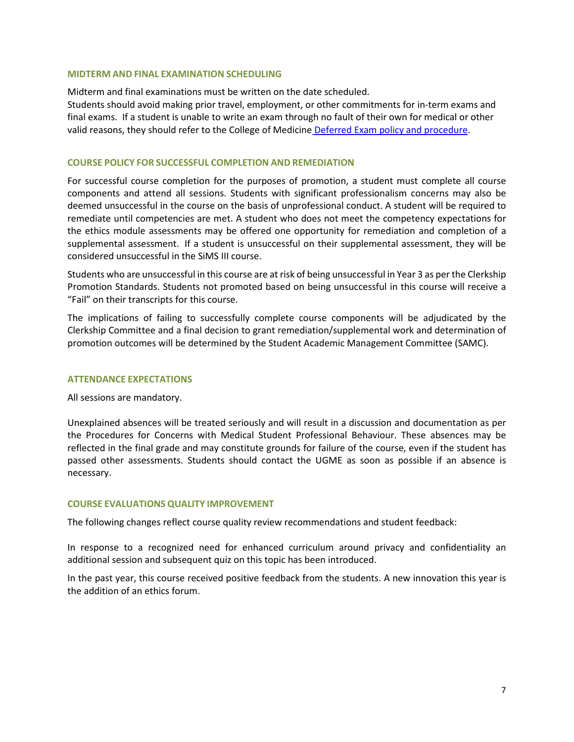### MIDTERM AND FINAL EXAMINATION SCHEDULING

Midterm and final examinations must be written on the date scheduled.
Students should avoid making prior travel, employment, or other commitments for in-term exams and final exams. If a student is unable to write an exam through no fault of their own for medical or other valid reasons, they should refer to the College of Medicine Deferred Exam policy and procedure.

### COURSE POLICY FOR SUCCESSFUL COMPLETION AND REMEDIATION

For successful course completion for the purposes of promotion, a student must complete all course components and attend all sessions. Students with significant professionalism concerns may also be deemed unsuccessful in the course on the basis of unprofessional conduct. A student will be required to remediate until competencies are met. A student who does not meet the competency expectations for the ethics module assessments may be offered one opportunity for remediation and completion of a supplemental assessment. If a student is unsuccessful on their supplemental assessment, they will be considered unsuccessful in the SiMS III course.

Students who are unsuccessful in this course are at risk of being unsuccessful in Year 3 as per the Clerkship Promotion Standards. Students not promoted based on being unsuccessful in this course will receive a "Fail" on their transcripts for this course.

The implications of failing to successfully complete course components will be adjudicated by the Clerkship Committee and a final decision to grant remediation/supplemental work and determination of promotion outcomes will be determined by the Student Academic Management Committee (SAMC).

### ATTENDANCE EXPECTATIONS

All sessions are mandatory.

Unexplained absences will be treated seriously and will result in a discussion and documentation as per the Procedures for Concerns with Medical Student Professional Behaviour. These absences may be reflected in the final grade and may constitute grounds for failure of the course, even if the student has passed other assessments. Students should contact the UGME as soon as possible if an absence is necessary.

### COURSE EVALUATIONS QUALITY IMPROVEMENT

The following changes reflect course quality review recommendations and student feedback:

In response to a recognized need for enhanced curriculum around privacy and confidentiality an additional session and subsequent quiz on this topic has been introduced.

In the past year, this course received positive feedback from the students. A new innovation this year is the addition of an ethics forum.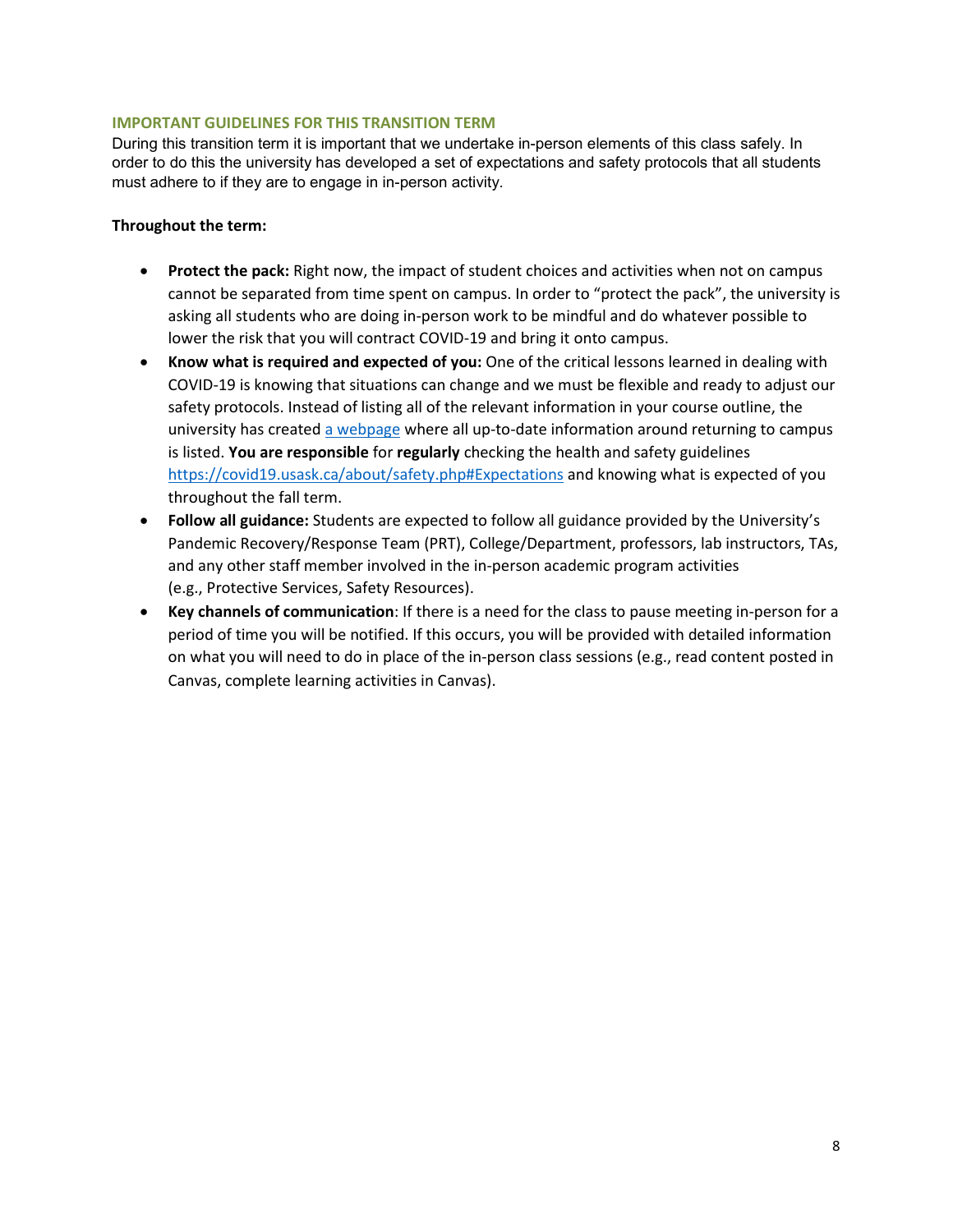## IMPORTANT GUIDELINES FOR THIS TRANSITION TERM

During this transition term it is important that we undertake in-person elements of this class safely. In order to do this the university has developed a set of expectations and safety protocols that all students must adhere to if they are to engage in in-person activity.

**Throughout the term:**

- **Protect the pack:** Right now, the impact of student choices and activities when not on campus cannot be separated from time spent on campus. In order to "protect the pack", the university is asking all students who are doing in-person work to be mindful and do whatever possible to lower the risk that you will contract COVID-19 and bring it onto campus.
- **Know what is required and expected of you:** One of the critical lessons learned in dealing with COVID-19 is knowing that situations can change and we must be flexible and ready to adjust our safety protocols. Instead of listing all of the relevant information in your course outline, the university has created [a webpage](https://covid19.usask.ca/about/safety.php#Expectations) where all up-to-date information around returning to campus is listed. **You are responsible** for **regularly** checking the health and safety guidelines https://covid19.usask.ca/about/safety.php#Expectations and knowing what is expected of you throughout the fall term.
- **Follow all guidance:** Students are expected to follow all guidance provided by the University's Pandemic Recovery/Response Team (PRT), College/Department, professors, lab instructors, TAs, and any other staff member involved in the in-person academic program activities (e.g., Protective Services, Safety Resources).
- **Key channels of communication**: If there is a need for the class to pause meeting in-person for a period of time you will be notified. If this occurs, you will be provided with detailed information on what you will need to do in place of the in-person class sessions (e.g., read content posted in Canvas, complete learning activities in Canvas).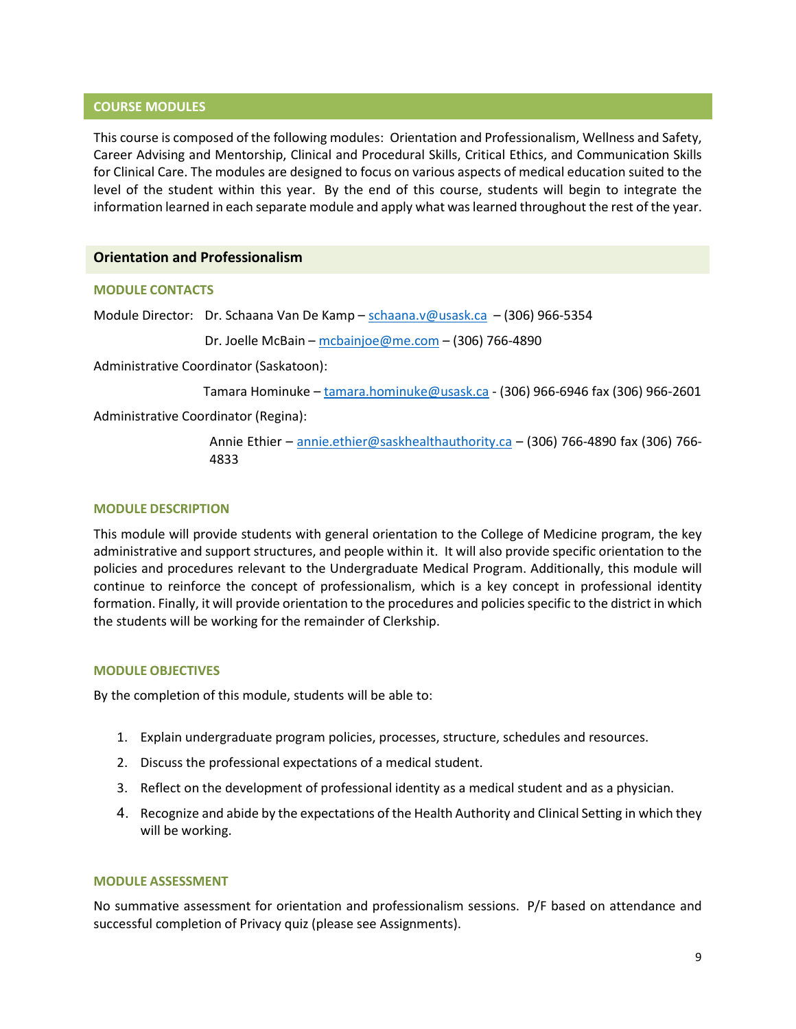## COURSE MODULES

This course is composed of the following modules: Orientation and Professionalism, Wellness and Safety, Career Advising and Mentorship, Clinical and Procedural Skills, Critical Ethics, and Communication Skills for Clinical Care. The modules are designed to focus on various aspects of medical education suited to the level of the student within this year. By the end of this course, students will begin to integrate the information learned in each separate module and apply what was learned throughout the rest of the year.

### Orientation and Professionalism

#### MODULE CONTACTS

Module Director: Dr. Schaana Van De Kamp – schaana.v@usask.ca – (306) 966-5354

Dr. Joelle McBain – mcbainjoe@me.com – (306) 766-4890

Administrative Coordinator (Saskatoon):

Tamara Hominuke – tamara.hominuke@usask.ca - (306) 966-6946 fax (306) 966-2601

Administrative Coordinator (Regina):

Annie Ethier – annie.ethier@saskhealthauthority.ca – (306) 766-4890 fax (306) 766-4833

#### MODULE DESCRIPTION

This module will provide students with general orientation to the College of Medicine program, the key administrative and support structures, and people within it. It will also provide specific orientation to the policies and procedures relevant to the Undergraduate Medical Program. Additionally, this module will continue to reinforce the concept of professionalism, which is a key concept in professional identity formation. Finally, it will provide orientation to the procedures and policies specific to the district in which the students will be working for the remainder of Clerkship.

#### MODULE OBJECTIVES

By the completion of this module, students will be able to:

1. Explain undergraduate program policies, processes, structure, schedules and resources.
2. Discuss the professional expectations of a medical student.
3. Reflect on the development of professional identity as a medical student and as a physician.
4. Recognize and abide by the expectations of the Health Authority and Clinical Setting in which they will be working.

#### MODULE ASSESSMENT

No summative assessment for orientation and professionalism sessions. P/F based on attendance and successful completion of Privacy quiz (please see Assignments).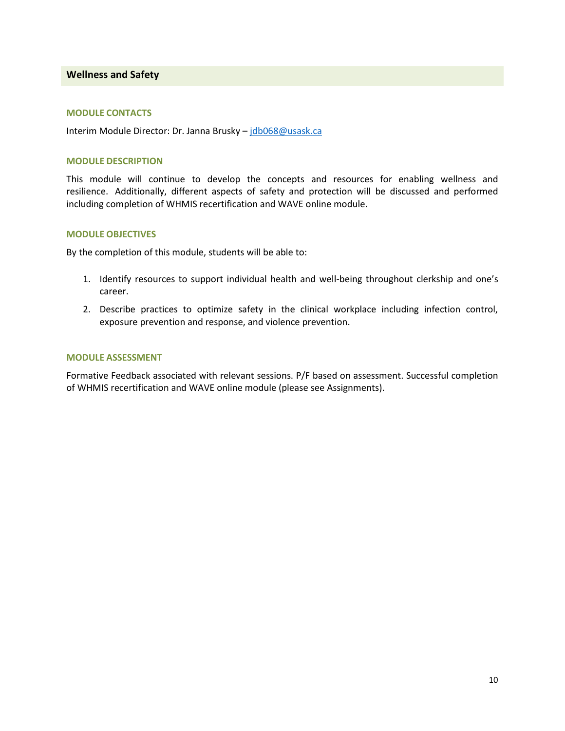## Wellness and Safety

### MODULE CONTACTS

Interim Module Director: Dr. Janna Brusky – [jdb068@usask.ca](mailto:jdb068@usask.ca)

### MODULE DESCRIPTION

This module will continue to develop the concepts and resources for enabling wellness and resilience. Additionally, different aspects of safety and protection will be discussed and performed including completion of WHMIS recertification and WAVE online module.

### MODULE OBJECTIVES

By the completion of this module, students will be able to:

1. Identify resources to support individual health and well-being throughout clerkship and one's career.
2. Describe practices to optimize safety in the clinical workplace including infection control, exposure prevention and response, and violence prevention.

### MODULE ASSESSMENT

Formative Feedback associated with relevant sessions. P/F based on assessment. Successful completion of WHMIS recertification and WAVE online module (please see Assignments).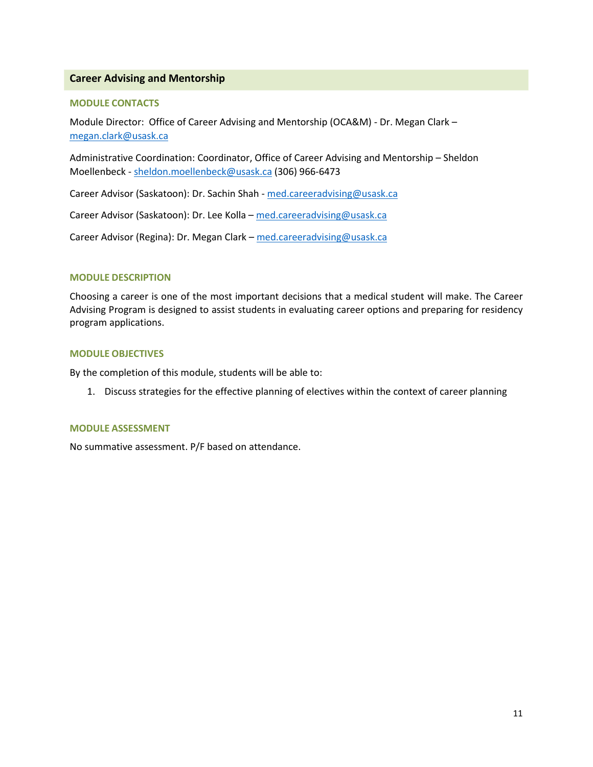## Career Advising and Mentorship

### MODULE CONTACTS

Module Director: Office of Career Advising and Mentorship (OCA&M) - Dr. Megan Clark – megan.clark@usask.ca

Administrative Coordination: Coordinator, Office of Career Advising and Mentorship – Sheldon Moellenbeck - sheldon.moellenbeck@usask.ca (306) 966-6473

Career Advisor (Saskatoon): Dr. Sachin Shah - med.careeradvising@usask.ca

Career Advisor (Saskatoon): Dr. Lee Kolla – med.careeradvising@usask.ca

Career Advisor (Regina): Dr. Megan Clark – med.careeradvising@usask.ca

### MODULE DESCRIPTION

Choosing a career is one of the most important decisions that a medical student will make. The Career Advising Program is designed to assist students in evaluating career options and preparing for residency program applications.

### MODULE OBJECTIVES

By the completion of this module, students will be able to:

1. Discuss strategies for the effective planning of electives within the context of career planning

### MODULE ASSESSMENT

No summative assessment. P/F based on attendance.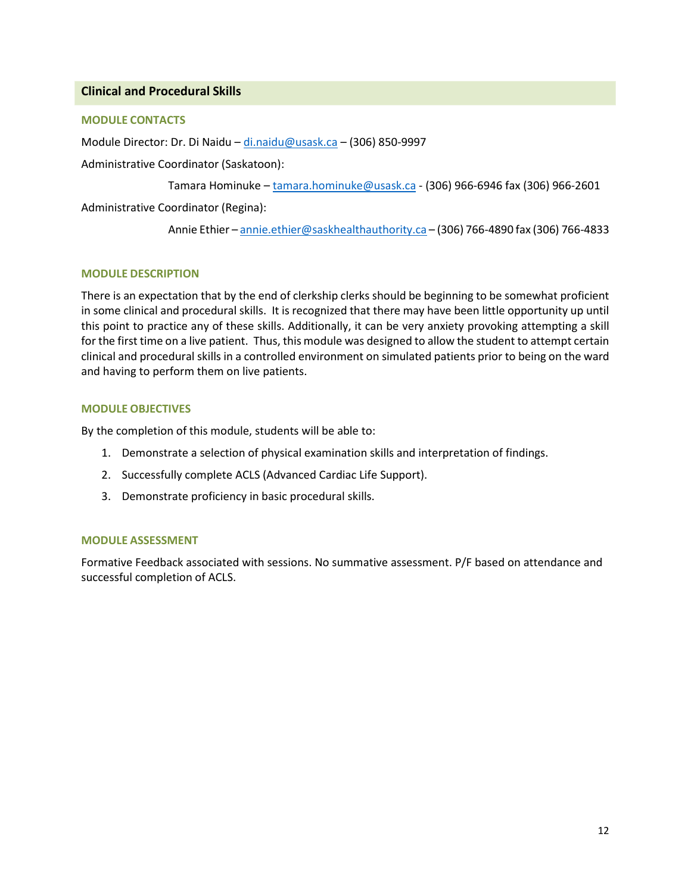## Clinical and Procedural Skills

### MODULE CONTACTS

Module Director: Dr. Di Naidu – di.naidu@usask.ca – (306) 850-9997

Administrative Coordinator (Saskatoon):

Tamara Hominuke – tamara.hominuke@usask.ca - (306) 966-6946 fax (306) 966-2601

Administrative Coordinator (Regina):

Annie Ethier – annie.ethier@saskhealthauthority.ca – (306) 766-4890 fax (306) 766-4833

### MODULE DESCRIPTION

There is an expectation that by the end of clerkship clerks should be beginning to be somewhat proficient in some clinical and procedural skills. It is recognized that there may have been little opportunity up until this point to practice any of these skills. Additionally, it can be very anxiety provoking attempting a skill for the first time on a live patient. Thus, this module was designed to allow the student to attempt certain clinical and procedural skills in a controlled environment on simulated patients prior to being on the ward and having to perform them on live patients.

### MODULE OBJECTIVES

By the completion of this module, students will be able to:

1. Demonstrate a selection of physical examination skills and interpretation of findings.
2. Successfully complete ACLS (Advanced Cardiac Life Support).
3. Demonstrate proficiency in basic procedural skills.

### MODULE ASSESSMENT

Formative Feedback associated with sessions. No summative assessment. P/F based on attendance and successful completion of ACLS.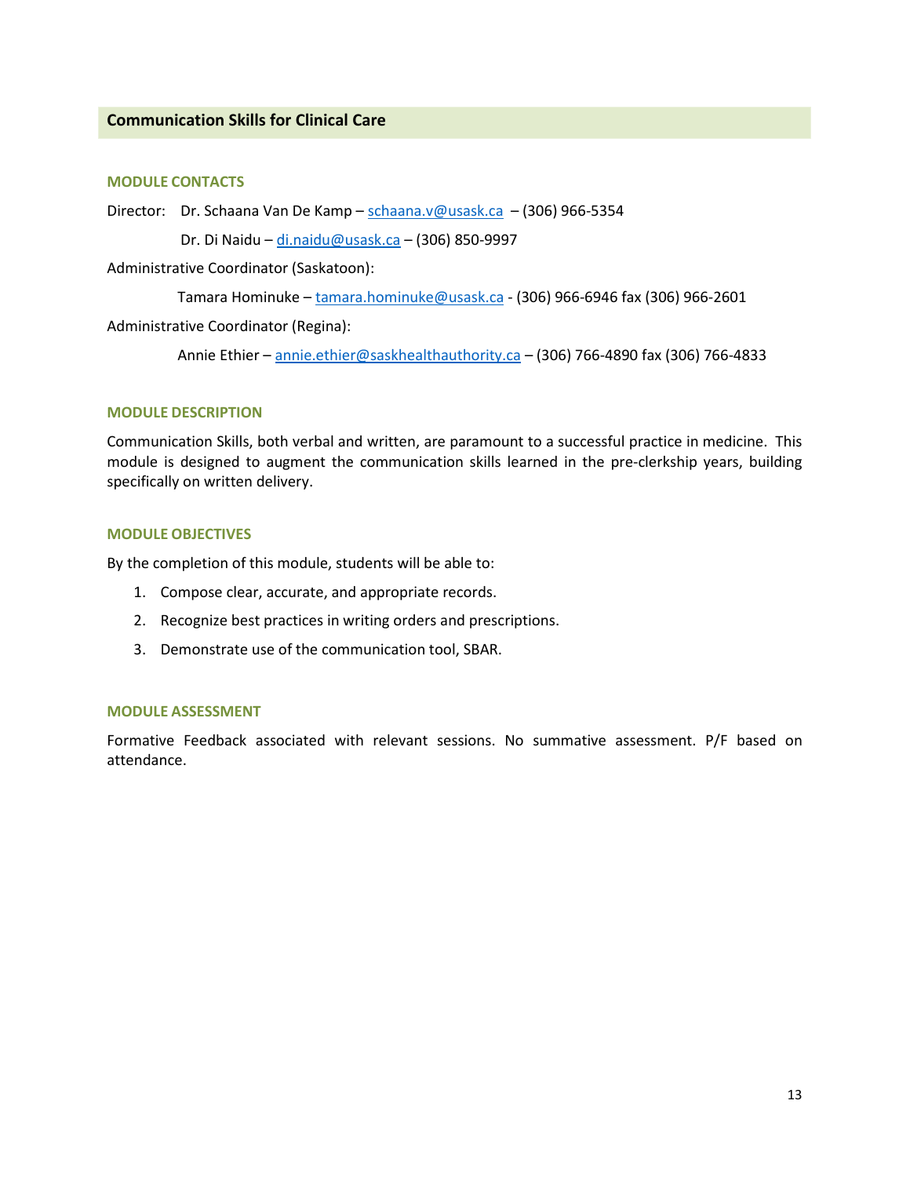## Communication Skills for Clinical Care

### MODULE CONTACTS

Director: Dr. Schaana Van De Kamp – schaana.v@usask.ca – (306) 966-5354

Dr. Di Naidu – di.naidu@usask.ca – (306) 850-9997

Administrative Coordinator (Saskatoon):

Tamara Hominuke – tamara.hominuke@usask.ca - (306) 966-6946 fax (306) 966-2601

Administrative Coordinator (Regina):

Annie Ethier – annie.ethier@saskhealthauthority.ca – (306) 766-4890 fax (306) 766-4833

### MODULE DESCRIPTION

Communication Skills, both verbal and written, are paramount to a successful practice in medicine. This module is designed to augment the communication skills learned in the pre-clerkship years, building specifically on written delivery.

### MODULE OBJECTIVES

By the completion of this module, students will be able to:

1. Compose clear, accurate, and appropriate records.
2. Recognize best practices in writing orders and prescriptions.
3. Demonstrate use of the communication tool, SBAR.

### MODULE ASSESSMENT

Formative Feedback associated with relevant sessions. No summative assessment. P/F based on attendance.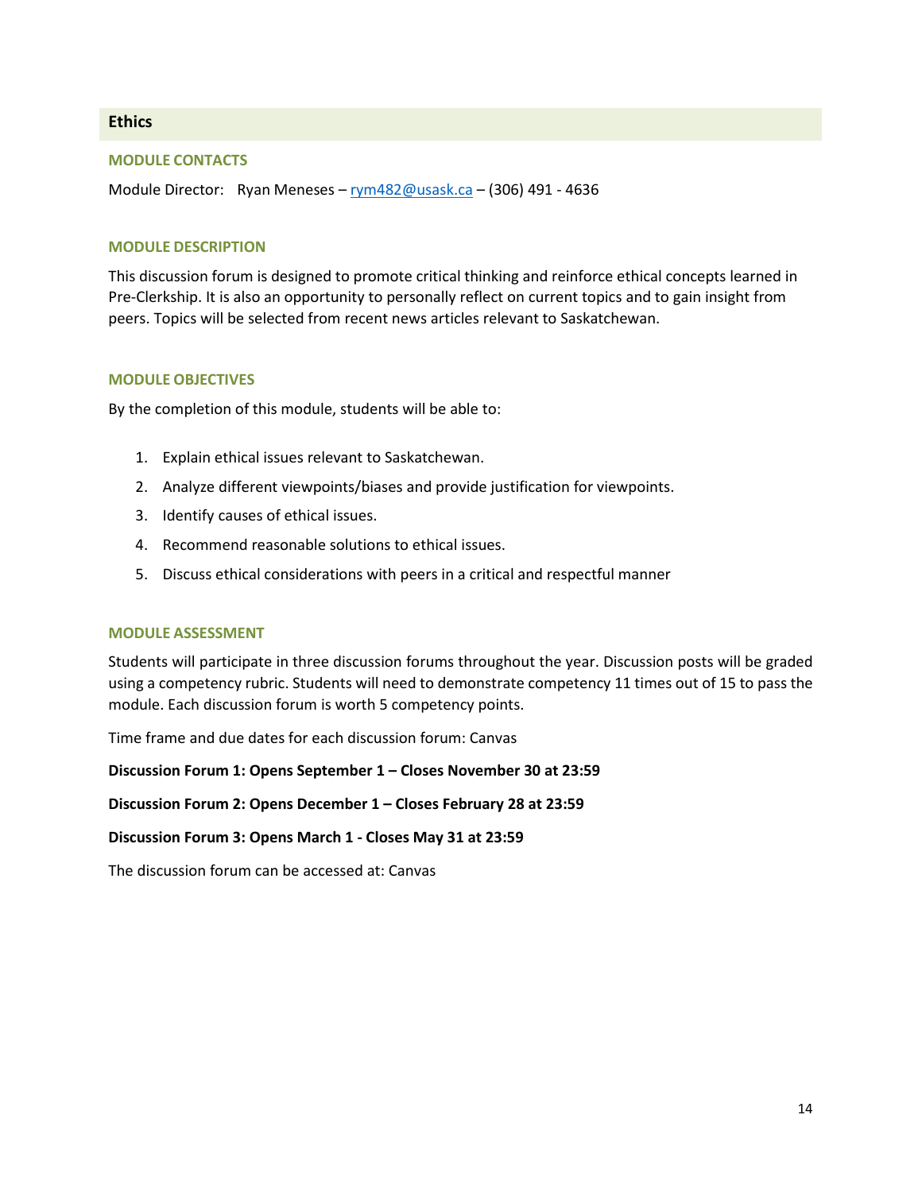## Ethics

### MODULE CONTACTS

Module Director: Ryan Meneses – rym482@usask.ca – (306) 491 - 4636

### MODULE DESCRIPTION

This discussion forum is designed to promote critical thinking and reinforce ethical concepts learned in Pre-Clerkship. It is also an opportunity to personally reflect on current topics and to gain insight from peers. Topics will be selected from recent news articles relevant to Saskatchewan.

### MODULE OBJECTIVES

By the completion of this module, students will be able to:

1. Explain ethical issues relevant to Saskatchewan.
2. Analyze different viewpoints/biases and provide justification for viewpoints.
3. Identify causes of ethical issues.
4. Recommend reasonable solutions to ethical issues.
5. Discuss ethical considerations with peers in a critical and respectful manner

### MODULE ASSESSMENT

Students will participate in three discussion forums throughout the year. Discussion posts will be graded using a competency rubric. Students will need to demonstrate competency 11 times out of 15 to pass the module. Each discussion forum is worth 5 competency points.

Time frame and due dates for each discussion forum: Canvas

**Discussion Forum 1: Opens September 1 – Closes November 30 at 23:59**

**Discussion Forum 2: Opens December 1 – Closes February 28 at 23:59**

**Discussion Forum 3: Opens March 1 - Closes May 31 at 23:59**

The discussion forum can be accessed at: Canvas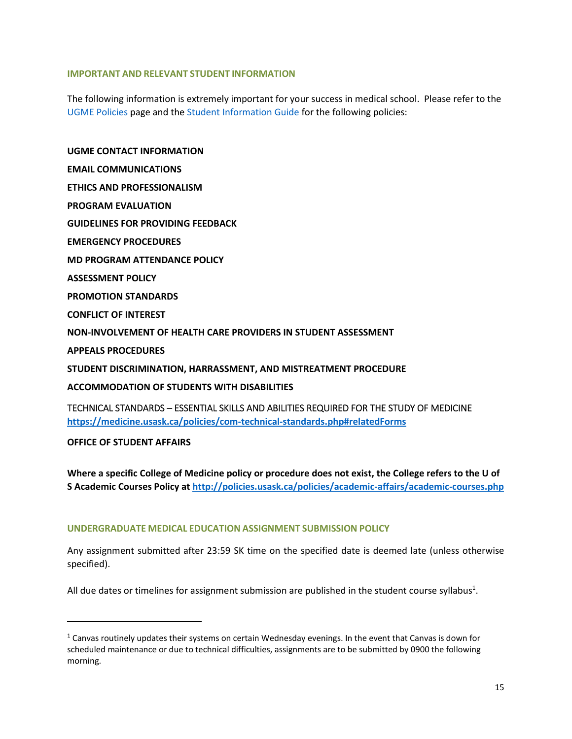## IMPORTANT AND RELEVANT STUDENT INFORMATION

The following information is extremely important for your success in medical school. Please refer to the [UGME Policies](#) page and the [Student Information Guide](#) for the following policies:

**UGME CONTACT INFORMATION**

**EMAIL COMMUNICATIONS**

**ETHICS AND PROFESSIONALISM**

**PROGRAM EVALUATION**

**GUIDELINES FOR PROVIDING FEEDBACK**

**EMERGENCY PROCEDURES**

**MD PROGRAM ATTENDANCE POLICY**

**ASSESSMENT POLICY**

**PROMOTION STANDARDS**

**CONFLICT OF INTEREST**

**NON-INVOLVEMENT OF HEALTH CARE PROVIDERS IN STUDENT ASSESSMENT**

**APPEALS PROCEDURES**

**STUDENT DISCRIMINATION, HARRASSMENT, AND MISTREATMENT PROCEDURE**

**ACCOMMODATION OF STUDENTS WITH DISABILITIES**

TECHNICAL STANDARDS – ESSENTIAL SKILLS AND ABILITIES REQUIRED FOR THE STUDY OF MEDICINE
**https://medicine.usask.ca/policies/com-technical-standards.php#relatedForms**

**OFFICE OF STUDENT AFFAIRS**

**Where a specific College of Medicine policy or procedure does not exist, the College refers to the U of S Academic Courses Policy at http://policies.usask.ca/policies/academic-affairs/academic-courses.php**

## UNDERGRADUATE MEDICAL EDUCATION ASSIGNMENT SUBMISSION POLICY

Any assignment submitted after 23:59 SK time on the specified date is deemed late (unless otherwise specified).

All due dates or timelines for assignment submission are published in the student course syllabus[1].

---

[1] Canvas routinely updates their systems on certain Wednesday evenings. In the event that Canvas is down for scheduled maintenance or due to technical difficulties, assignments are to be submitted by 0900 the following morning.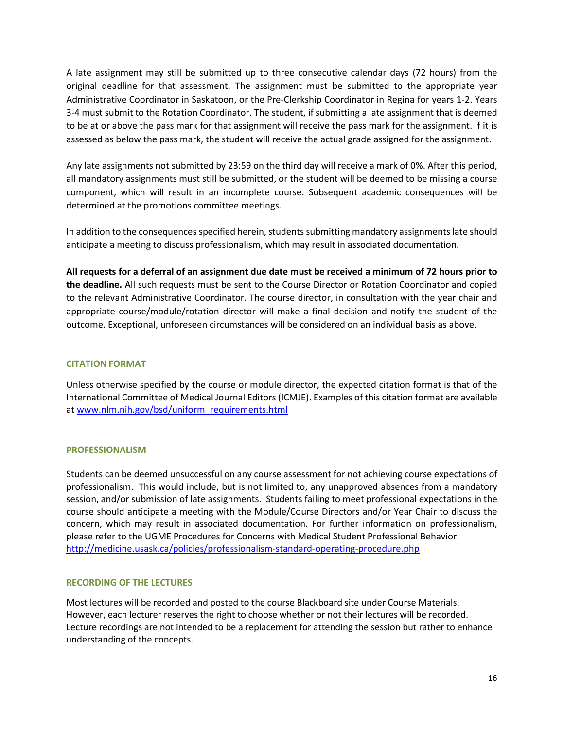A late assignment may still be submitted up to three consecutive calendar days (72 hours) from the original deadline for that assessment. The assignment must be submitted to the appropriate year Administrative Coordinator in Saskatoon, or the Pre-Clerkship Coordinator in Regina for years 1-2. Years 3-4 must submit to the Rotation Coordinator. The student, if submitting a late assignment that is deemed to be at or above the pass mark for that assignment will receive the pass mark for the assignment. If it is assessed as below the pass mark, the student will receive the actual grade assigned for the assignment.

Any late assignments not submitted by 23:59 on the third day will receive a mark of 0%. After this period, all mandatory assignments must still be submitted, or the student will be deemed to be missing a course component, which will result in an incomplete course. Subsequent academic consequences will be determined at the promotions committee meetings.

In addition to the consequences specified herein, students submitting mandatory assignments late should anticipate a meeting to discuss professionalism, which may result in associated documentation.

**All requests for a deferral of an assignment due date must be received a minimum of 72 hours prior to the deadline.** All such requests must be sent to the Course Director or Rotation Coordinator and copied to the relevant Administrative Coordinator. The course director, in consultation with the year chair and appropriate course/module/rotation director will make a final decision and notify the student of the outcome. Exceptional, unforeseen circumstances will be considered on an individual basis as above.

## CITATION FORMAT

Unless otherwise specified by the course or module director, the expected citation format is that of the International Committee of Medical Journal Editors (ICMJE). Examples of this citation format are available at [www.nlm.nih.gov/bsd/uniform_requirements.html](www.nlm.nih.gov/bsd/uniform_requirements.html)

## PROFESSIONALISM

Students can be deemed unsuccessful on any course assessment for not achieving course expectations of professionalism. This would include, but is not limited to, any unapproved absences from a mandatory session, and/or submission of late assignments. Students failing to meet professional expectations in the course should anticipate a meeting with the Module/Course Directors and/or Year Chair to discuss the concern, which may result in associated documentation. For further information on professionalism, please refer to the UGME Procedures for Concerns with Medical Student Professional Behavior.
[http://medicine.usask.ca/policies/professionalism-standard-operating-procedure.php](http://medicine.usask.ca/policies/professionalism-standard-operating-procedure.php)

## RECORDING OF THE LECTURES

Most lectures will be recorded and posted to the course Blackboard site under Course Materials. However, each lecturer reserves the right to choose whether or not their lectures will be recorded. Lecture recordings are not intended to be a replacement for attending the session but rather to enhance understanding of the concepts.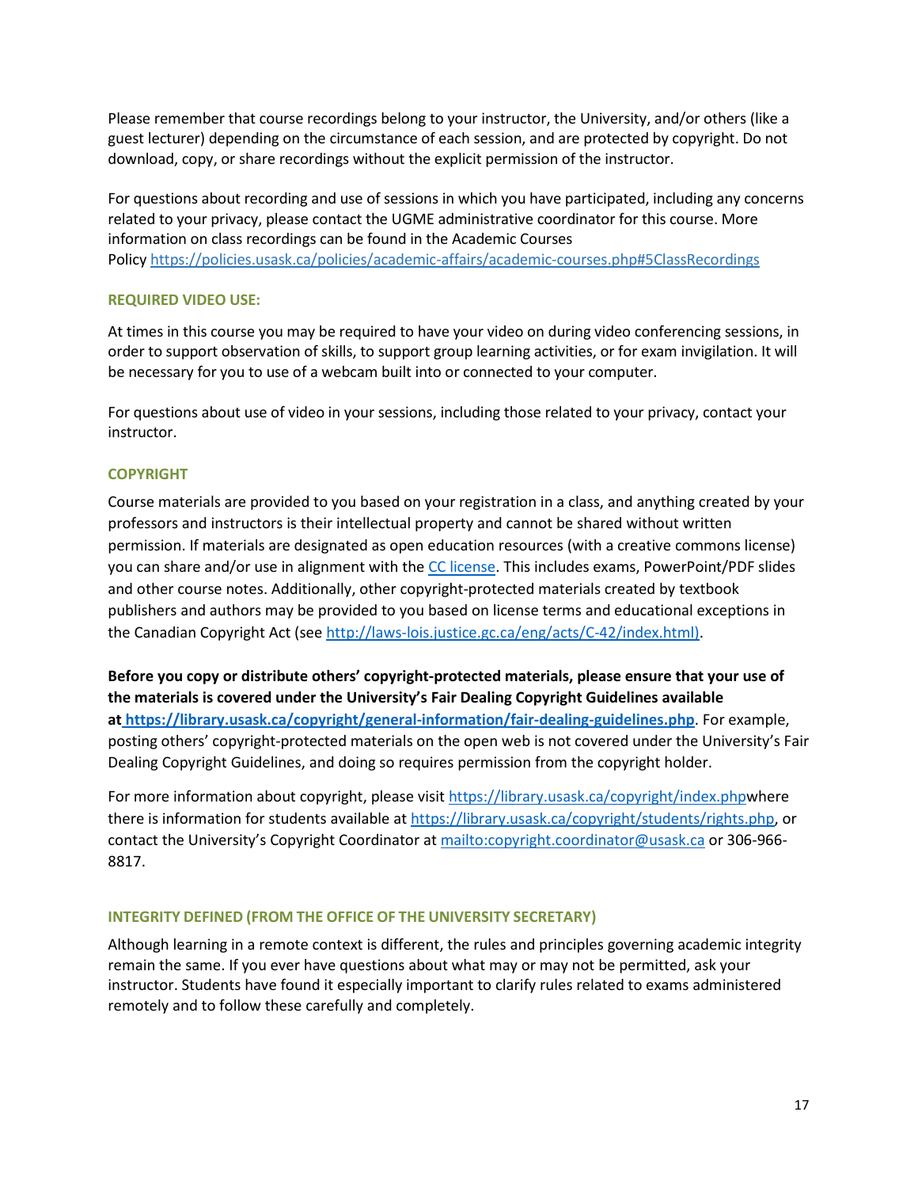Please remember that course recordings belong to your instructor, the University, and/or others (like a guest lecturer) depending on the circumstance of each session, and are protected by copyright. Do not download, copy, or share recordings without the explicit permission of the instructor.

For questions about recording and use of sessions in which you have participated, including any concerns related to your privacy, please contact the UGME administrative coordinator for this course. More information on class recordings can be found in the Academic Courses Policy [https://policies.usask.ca/policies/academic-affairs/academic-courses.php#5ClassRecordings](https://policies.usask.ca/policies/academic-affairs/academic-courses.php#5ClassRecordings)

### REQUIRED VIDEO USE:

At times in this course you may be required to have your video on during video conferencing sessions, in order to support observation of skills, to support group learning activities, or for exam invigilation. It will be necessary for you to use of a webcam built into or connected to your computer.

For questions about use of video in your sessions, including those related to your privacy, contact your instructor.

### COPYRIGHT

Course materials are provided to you based on your registration in a class, and anything created by your professors and instructors is their intellectual property and cannot be shared without written permission. If materials are designated as open education resources (with a creative commons license) you can share and/or use in alignment with the CC license. This includes exams, PowerPoint/PDF slides and other course notes. Additionally, other copyright-protected materials created by textbook publishers and authors may be provided to you based on license terms and educational exceptions in the Canadian Copyright Act (see [http://laws-lois.justice.gc.ca/eng/acts/C-42/index.html)](http://laws-lois.justice.gc.ca/eng/acts/C-42/index.html).

**Before you copy or distribute others' copyright-protected materials, please ensure that your use of the materials is covered under the University's Fair Dealing Copyright Guidelines available at [https://library.usask.ca/copyright/general-information/fair-dealing-guidelines.php](https://library.usask.ca/copyright/general-information/fair-dealing-guidelines.php)**. For example, posting others' copyright-protected materials on the open web is not covered under the University's Fair Dealing Copyright Guidelines, and doing so requires permission from the copyright holder.

For more information about copyright, please visit [https://library.usask.ca/copyright/index.php](https://library.usask.ca/copyright/index.php)where there is information for students available at [https://library.usask.ca/copyright/students/rights.php](https://library.usask.ca/copyright/students/rights.php), or contact the University's Copyright Coordinator at [mailto:copyright.coordinator@usask.ca](mailto:copyright.coordinator@usask.ca) or 306-966-8817.

### INTEGRITY DEFINED (FROM THE OFFICE OF THE UNIVERSITY SECRETARY)

Although learning in a remote context is different, the rules and principles governing academic integrity remain the same. If you ever have questions about what may or may not be permitted, ask your instructor. Students have found it especially important to clarify rules related to exams administered remotely and to follow these carefully and completely.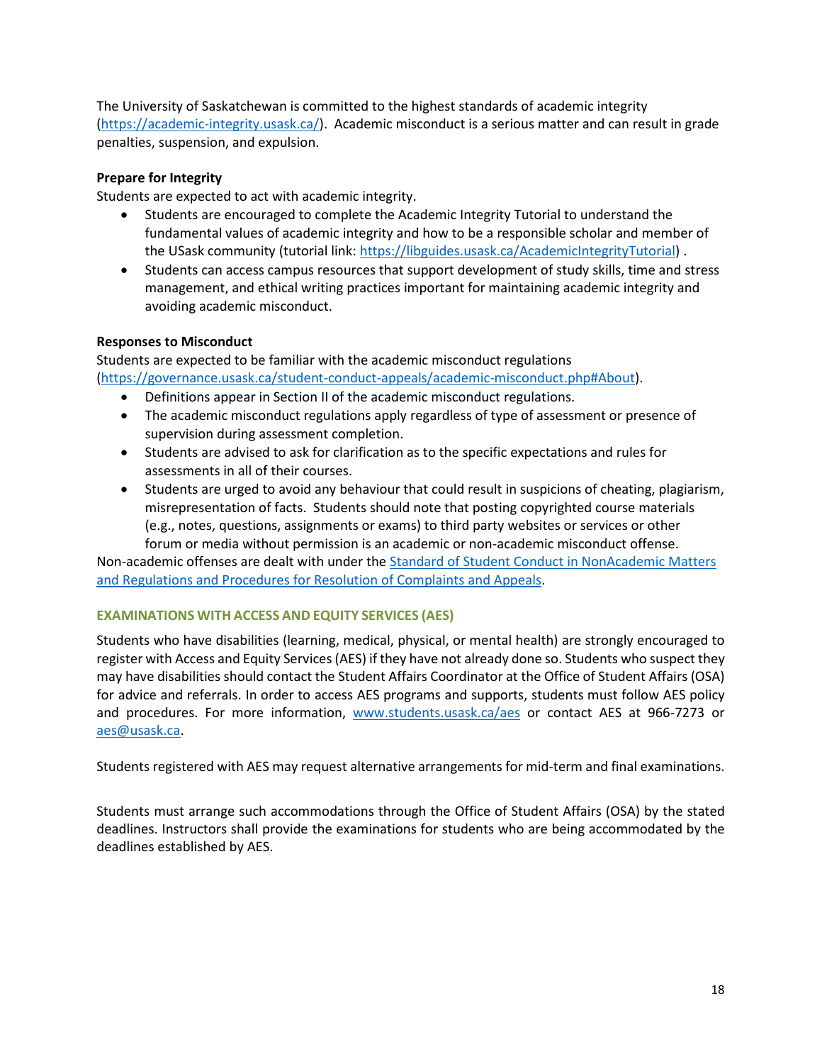The University of Saskatchewan is committed to the highest standards of academic integrity (https://academic-integrity.usask.ca/). Academic misconduct is a serious matter and can result in grade penalties, suspension, and expulsion.

**Prepare for Integrity**

Students are expected to act with academic integrity.

- Students are encouraged to complete the Academic Integrity Tutorial to understand the fundamental values of academic integrity and how to be a responsible scholar and member of the USask community (tutorial link: https://libguides.usask.ca/AcademicIntegrityTutorial) .
- Students can access campus resources that support development of study skills, time and stress management, and ethical writing practices important for maintaining academic integrity and avoiding academic misconduct.

**Responses to Misconduct**

Students are expected to be familiar with the academic misconduct regulations (https://governance.usask.ca/student-conduct-appeals/academic-misconduct.php#About).

- Definitions appear in Section II of the academic misconduct regulations.
- The academic misconduct regulations apply regardless of type of assessment or presence of supervision during assessment completion.
- Students are advised to ask for clarification as to the specific expectations and rules for assessments in all of their courses.
- Students are urged to avoid any behaviour that could result in suspicions of cheating, plagiarism, misrepresentation of facts. Students should note that posting copyrighted course materials (e.g., notes, questions, assignments or exams) to third party websites or services or other forum or media without permission is an academic or non-academic misconduct offense.

Non-academic offenses are dealt with under the Standard of Student Conduct in NonAcademic Matters and Regulations and Procedures for Resolution of Complaints and Appeals.

### EXAMINATIONS WITH ACCESS AND EQUITY SERVICES (AES)

Students who have disabilities (learning, medical, physical, or mental health) are strongly encouraged to register with Access and Equity Services (AES) if they have not already done so. Students who suspect they may have disabilities should contact the Student Affairs Coordinator at the Office of Student Affairs (OSA) for advice and referrals. In order to access AES programs and supports, students must follow AES policy and procedures. For more information, www.students.usask.ca/aes or contact AES at 966-7273 or aes@usask.ca.

Students registered with AES may request alternative arrangements for mid-term and final examinations.

Students must arrange such accommodations through the Office of Student Affairs (OSA) by the stated deadlines. Instructors shall provide the examinations for students who are being accommodated by the deadlines established by AES.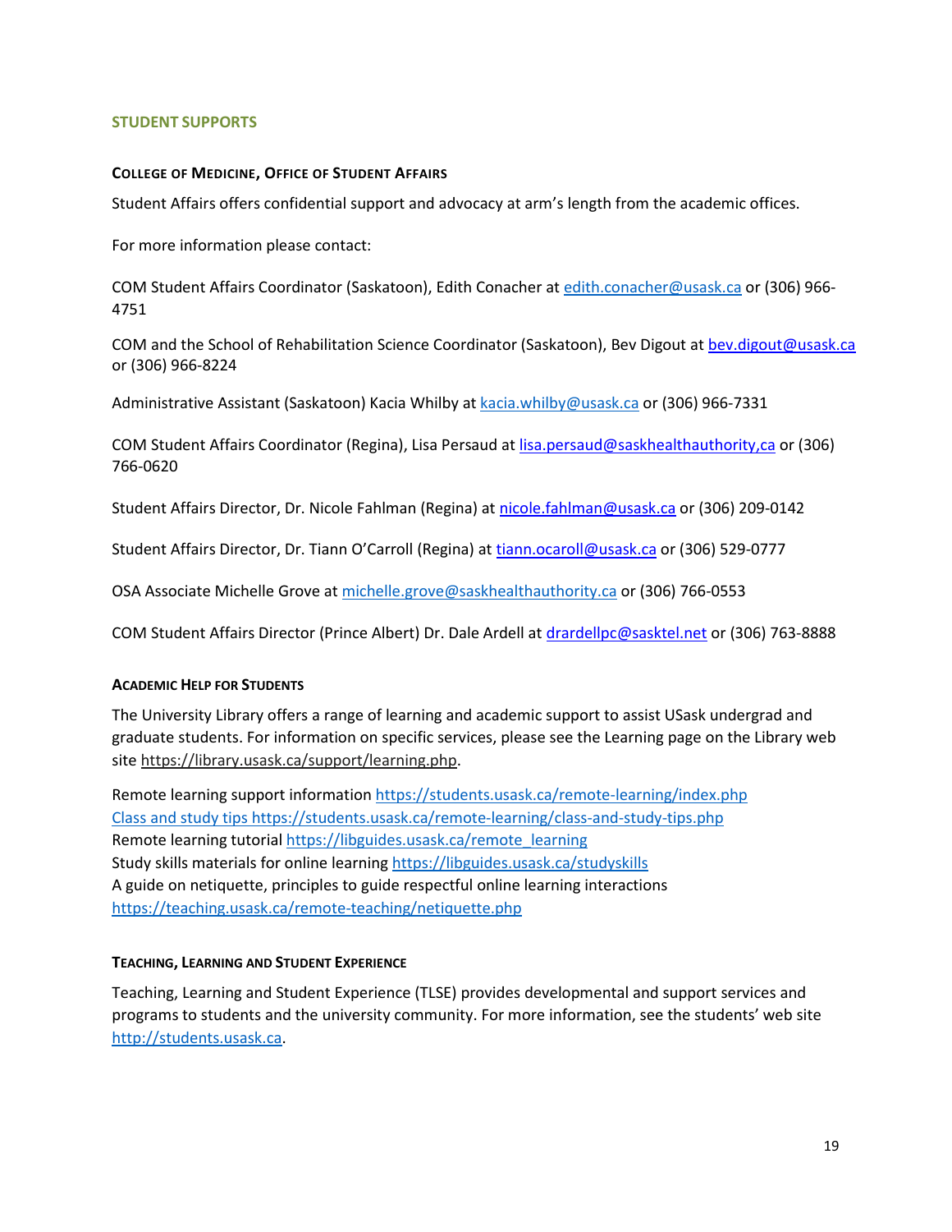## STUDENT SUPPORTS

### College of Medicine, Office of Student Affairs

Student Affairs offers confidential support and advocacy at arm's length from the academic offices.

For more information please contact:

COM Student Affairs Coordinator (Saskatoon), Edith Conacher at edith.conacher@usask.ca or (306) 966-4751

COM and the School of Rehabilitation Science Coordinator (Saskatoon), Bev Digout at bev.digout@usask.ca or (306) 966-8224

Administrative Assistant (Saskatoon) Kacia Whilby at kacia.whilby@usask.ca or (306) 966-7331

COM Student Affairs Coordinator (Regina), Lisa Persaud at lisa.persaud@saskhealthauthority,ca or (306) 766-0620

Student Affairs Director, Dr. Nicole Fahlman (Regina) at nicole.fahlman@usask.ca or (306) 209-0142

Student Affairs Director, Dr. Tiann O'Carroll (Regina) at tiann.ocaroll@usask.ca or (306) 529-0777

OSA Associate Michelle Grove at michelle.grove@saskhealthauthority.ca or (306) 766-0553

COM Student Affairs Director (Prince Albert) Dr. Dale Ardell at drardellpc@sasktel.net or (306) 763-8888

### Academic Help for Students

The University Library offers a range of learning and academic support to assist USask undergrad and graduate students. For information on specific services, please see the Learning page on the Library web site https://library.usask.ca/support/learning.php.

Remote learning support information https://students.usask.ca/remote-learning/index.php
Class and study tips https://students.usask.ca/remote-learning/class-and-study-tips.php
Remote learning tutorial https://libguides.usask.ca/remote_learning
Study skills materials for online learning https://libguides.usask.ca/studyskills
A guide on netiquette, principles to guide respectful online learning interactions https://teaching.usask.ca/remote-teaching/netiquette.php

### Teaching, Learning and Student Experience

Teaching, Learning and Student Experience (TLSE) provides developmental and support services and programs to students and the university community. For more information, see the students' web site http://students.usask.ca.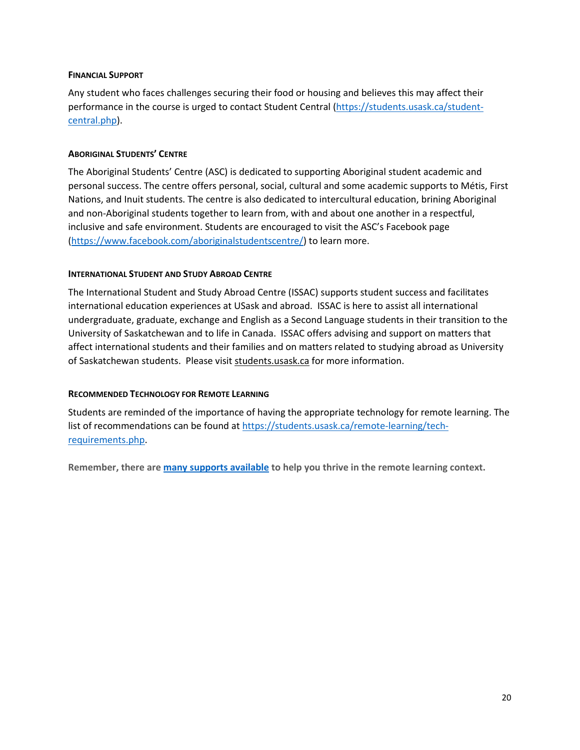#### Financial Support

Any student who faces challenges securing their food or housing and believes this may affect their performance in the course is urged to contact Student Central (https://students.usask.ca/student-central.php).

#### Aboriginal Students' Centre

The Aboriginal Students' Centre (ASC) is dedicated to supporting Aboriginal student academic and personal success. The centre offers personal, social, cultural and some academic supports to Métis, First Nations, and Inuit students. The centre is also dedicated to intercultural education, brining Aboriginal and non-Aboriginal students together to learn from, with and about one another in a respectful, inclusive and safe environment. Students are encouraged to visit the ASC's Facebook page (https://www.facebook.com/aboriginalstudentscentre/) to learn more.

#### International Student and Study Abroad Centre

The International Student and Study Abroad Centre (ISSAC) supports student success and facilitates international education experiences at USask and abroad. ISSAC is here to assist all international undergraduate, graduate, exchange and English as a Second Language students in their transition to the University of Saskatchewan and to life in Canada. ISSAC offers advising and support on matters that affect international students and their families and on matters related to studying abroad as University of Saskatchewan students. Please visit students.usask.ca for more information.

#### Recommended Technology for Remote Learning

Students are reminded of the importance of having the appropriate technology for remote learning. The list of recommendations can be found at https://students.usask.ca/remote-learning/tech-requirements.php.

**Remember, there are many supports available to help you thrive in the remote learning context.**